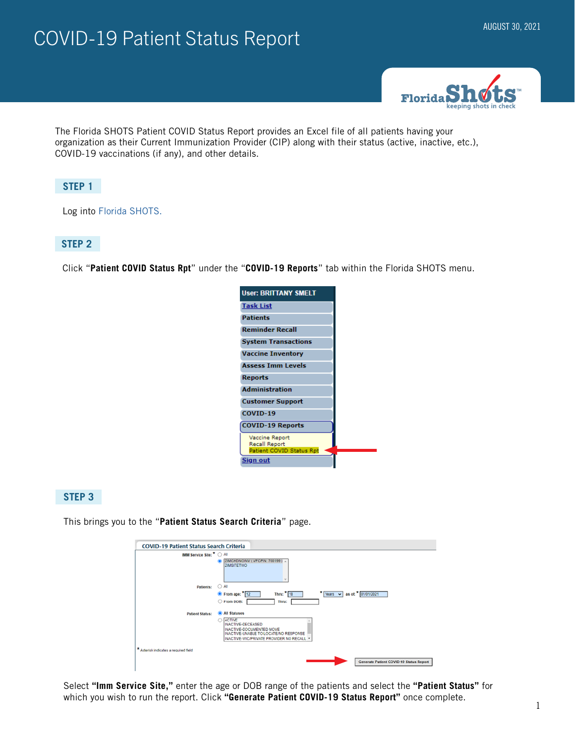# COVID-19 Patient Status Report

AUGUST 30, 2021

The Florida SHOTS Patient COVID Status Report provides an Excel file of all patients having your organization as their Current Immunization Provider (CIP) along with their status (active, inactive, etc.), COVID-19 vaccinations (if any), and other details.

## STEP 1

Log into Florida SHOTS.

## STEP 2

Click "**Patient COVID Status Rpt**" under the "**COVID-19 Reports**" tab within the Florida SHOTS menu.

## STEP 3

This brings you to the "**Patient Status Search Criteria**" page.

Select **"Imm Service Site,"** enter the age or DOB range of the patients and select the **"Patient Status"** for which you wish to run the report. Click **"Generate Patient COVID-19 Status Report"** once complete.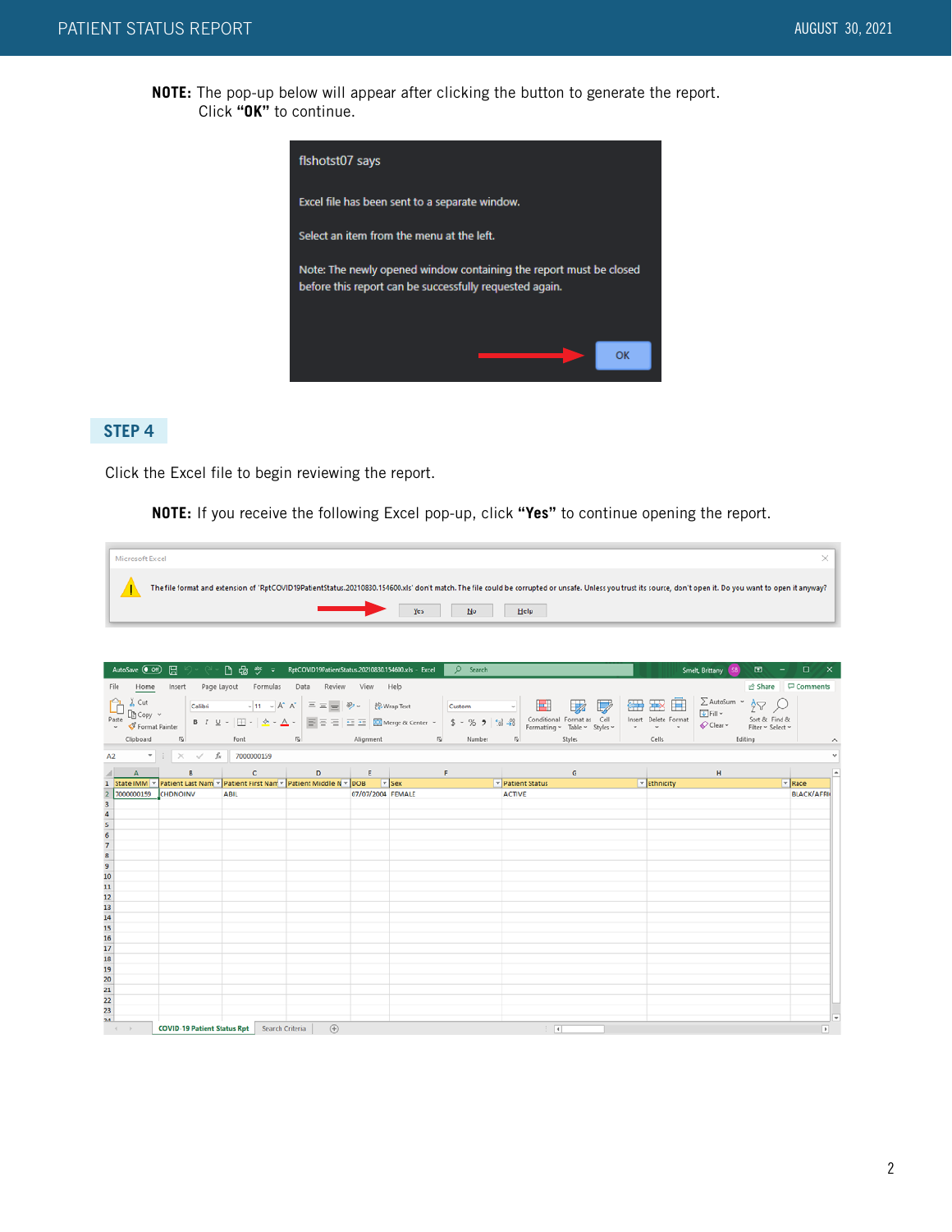**NOTE:** The pop-up below will appear after clicking the button to generate the report. Click **"OK"** to continue.

flshotst07 says

Excel file has been sent to a separate window.

Select an item from the menu at the left.

Note: The newly opened window containing the report must be closed before this report can be successfully requested again.

OK

## STEP 4

Click the Excel file to begin reviewing the report.

**NOTE:** If you receive the following Excel pop-up, click **"Yes"** to continue opening the report.

Microsoft Excel

The file format and extension of 'RptCOVID19PatientStatus.20210830.154600.xls' don't match. The file could be corrupted or unsafe. Unless you trust its source, don't open it. Do you want to open it anyway?

Yes | No | Help

| State IMM | Patient Last Nam | Patient First Nam | Patient Middle N | DOB | Sex | Patient Status | Ethnicity | Race |
|---|---|---|---|---|---|---|---|---|
| 7000000159 | CHDNOINV | ABIL | | 07/07/2004 | FEMALE | ACTIVE | | BLACK/AFRI |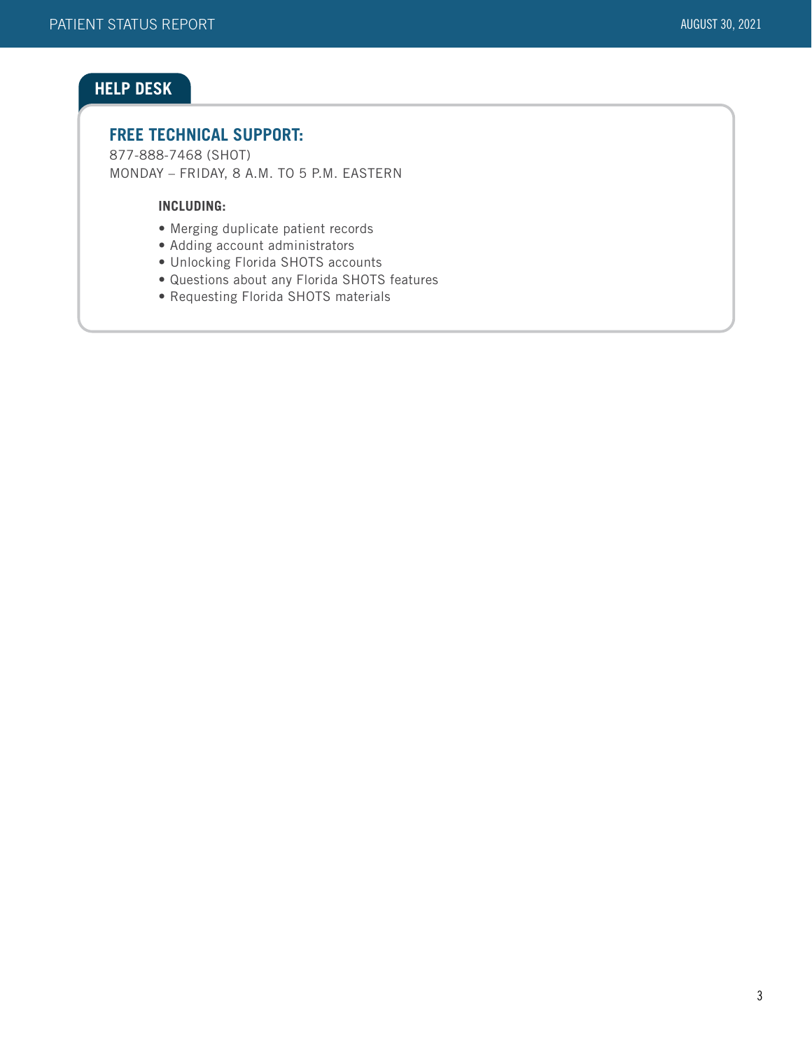## HELP DESK

### FREE TECHNICAL SUPPORT:

877-888-7468 (SHOT)
MONDAY – FRIDAY, 8 A.M. TO 5 P.M. EASTERN

**INCLUDING:**

- Merging duplicate patient records
- Adding account administrators
- Unlocking Florida SHOTS accounts
- Questions about any Florida SHOTS features
- Requesting Florida SHOTS materials